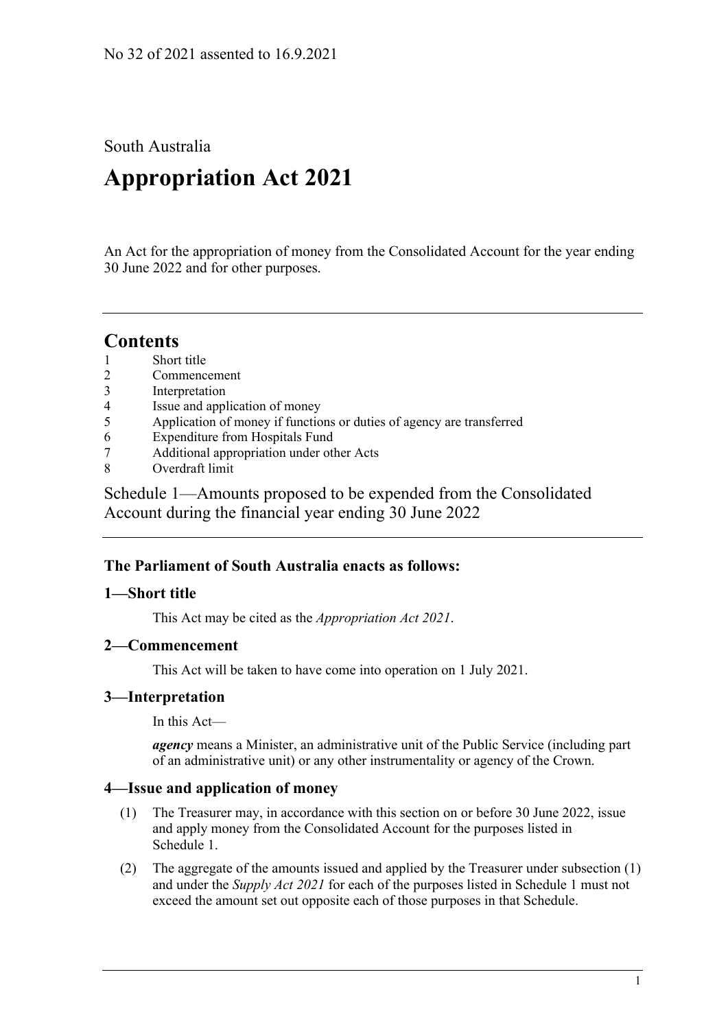No 32 of 2021 assented to 16.9.2021

South Australia

# Appropriation Act 2021

An Act for the appropriation of money from the Consolidated Account for the year ending 30 June 2022 and for other purposes.

---

## Contents

1 Short title
2 Commencement
3 Interpretation
4 Issue and application of money
5 Application of money if functions or duties of agency are transferred
6 Expenditure from Hospitals Fund
7 Additional appropriation under other Acts
8 Overdraft limit

Schedule 1—Amounts proposed to be expended from the Consolidated Account during the financial year ending 30 June 2022

---

### The Parliament of South Australia enacts as follows:

### 1—Short title

This Act may be cited as the *Appropriation Act 2021*.

### 2—Commencement

This Act will be taken to have come into operation on 1 July 2021.

### 3—Interpretation

In this Act—

***agency*** means a Minister, an administrative unit of the Public Service (including part of an administrative unit) or any other instrumentality or agency of the Crown.

### 4—Issue and application of money

(1) The Treasurer may, in accordance with this section on or before 30 June 2022, issue and apply money from the Consolidated Account for the purposes listed in Schedule 1.

(2) The aggregate of the amounts issued and applied by the Treasurer under subsection (1) and under the *Supply Act 2021* for each of the purposes listed in Schedule 1 must not exceed the amount set out opposite each of those purposes in that Schedule.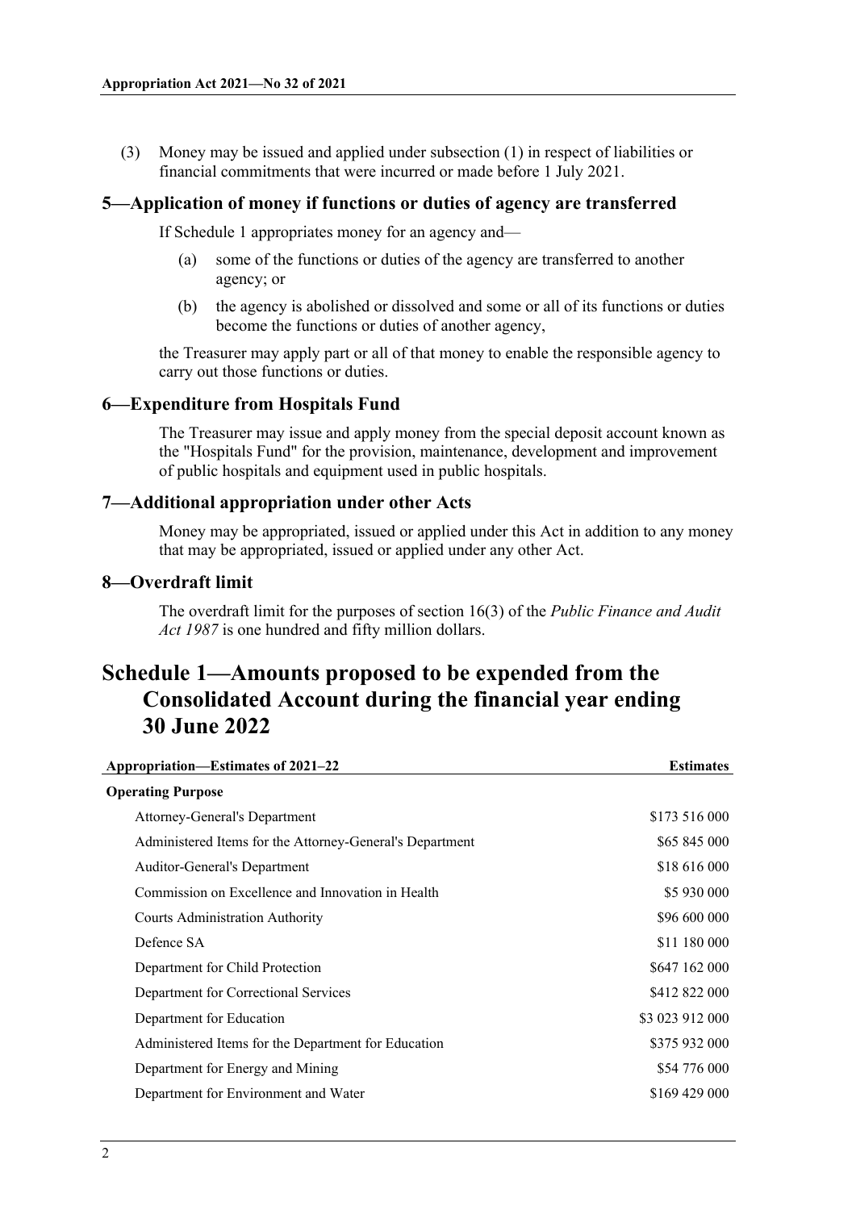(3) Money may be issued and applied under subsection (1) in respect of liabilities or financial commitments that were incurred or made before 1 July 2021.

### 5—Application of money if functions or duties of agency are transferred

If Schedule 1 appropriates money for an agency and—

(a) some of the functions or duties of the agency are transferred to another agency; or

(b) the agency is abolished or dissolved and some or all of its functions or duties become the functions or duties of another agency,

the Treasurer may apply part or all of that money to enable the responsible agency to carry out those functions or duties.

### 6—Expenditure from Hospitals Fund

The Treasurer may issue and apply money from the special deposit account known as the "Hospitals Fund" for the provision, maintenance, development and improvement of public hospitals and equipment used in public hospitals.

### 7—Additional appropriation under other Acts

Money may be appropriated, issued or applied under this Act in addition to any money that may be appropriated, issued or applied under any other Act.

### 8—Overdraft limit

The overdraft limit for the purposes of section 16(3) of the *Public Finance and Audit Act 1987* is one hundred and fifty million dollars.

## Schedule 1—Amounts proposed to be expended from the Consolidated Account during the financial year ending 30 June 2022

| Appropriation—Estimates of 2021–22 | Estimates |
|---|---|
| **Operating Purpose** | |
| Attorney-General's Department | $173 516 000 |
| Administered Items for the Attorney-General's Department | $65 845 000 |
| Auditor-General's Department | $18 616 000 |
| Commission on Excellence and Innovation in Health | $5 930 000 |
| Courts Administration Authority | $96 600 000 |
| Defence SA | $11 180 000 |
| Department for Child Protection | $647 162 000 |
| Department for Correctional Services | $412 822 000 |
| Department for Education | $3 023 912 000 |
| Administered Items for the Department for Education | $375 932 000 |
| Department for Energy and Mining | $54 776 000 |
| Department for Environment and Water | $169 429 000 |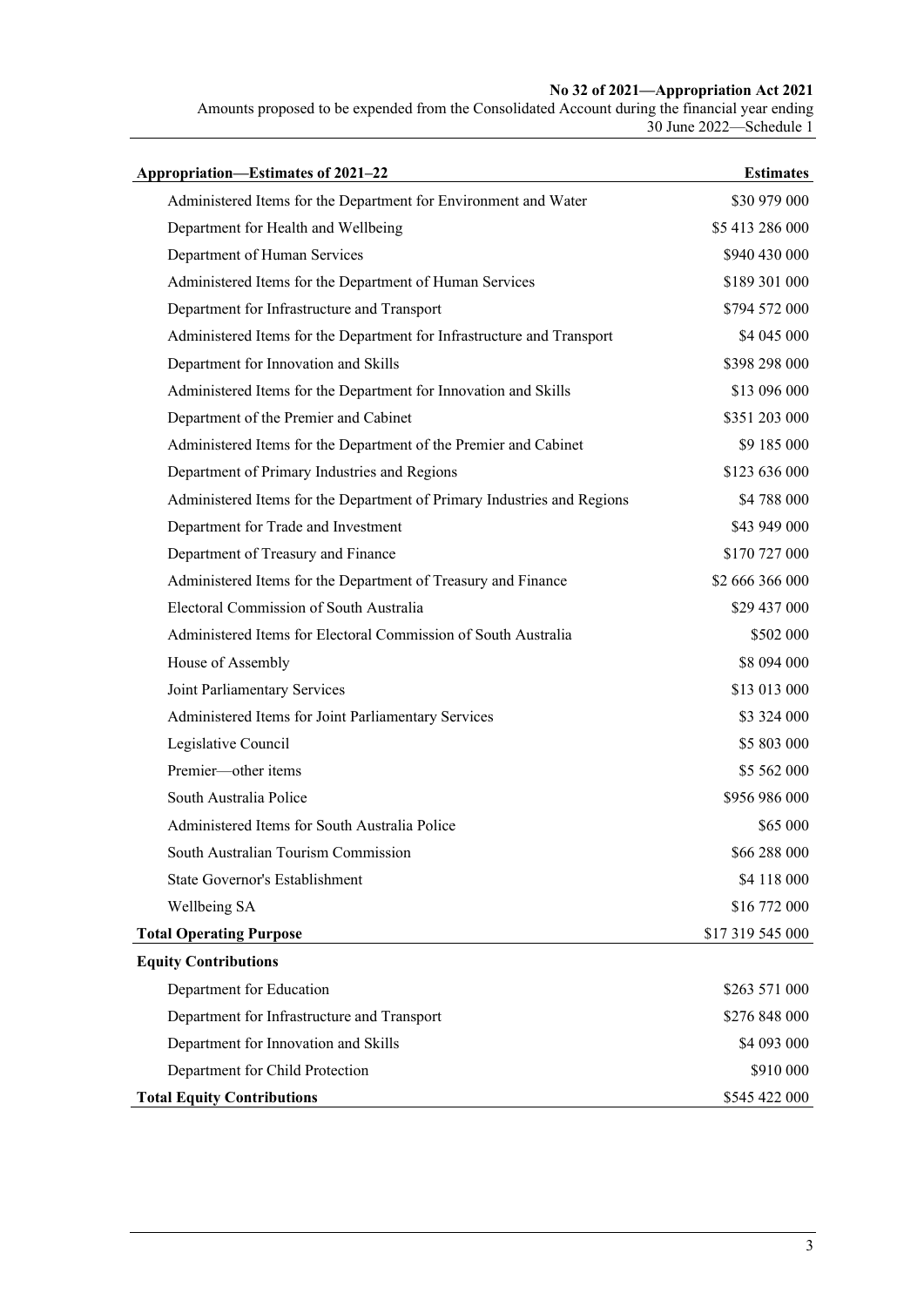| Appropriation—Estimates of 2021–22 | Estimates |
| --- | --- |
| Administered Items for the Department for Environment and Water | $30 979 000 |
| Department for Health and Wellbeing | $5 413 286 000 |
| Department of Human Services | $940 430 000 |
| Administered Items for the Department of Human Services | $189 301 000 |
| Department for Infrastructure and Transport | $794 572 000 |
| Administered Items for the Department for Infrastructure and Transport | $4 045 000 |
| Department for Innovation and Skills | $398 298 000 |
| Administered Items for the Department for Innovation and Skills | $13 096 000 |
| Department of the Premier and Cabinet | $351 203 000 |
| Administered Items for the Department of the Premier and Cabinet | $9 185 000 |
| Department of Primary Industries and Regions | $123 636 000 |
| Administered Items for the Department of Primary Industries and Regions | $4 788 000 |
| Department for Trade and Investment | $43 949 000 |
| Department of Treasury and Finance | $170 727 000 |
| Administered Items for the Department of Treasury and Finance | $2 666 366 000 |
| Electoral Commission of South Australia | $29 437 000 |
| Administered Items for Electoral Commission of South Australia | $502 000 |
| House of Assembly | $8 094 000 |
| Joint Parliamentary Services | $13 013 000 |
| Administered Items for Joint Parliamentary Services | $3 324 000 |
| Legislative Council | $5 803 000 |
| Premier—other items | $5 562 000 |
| South Australia Police | $956 986 000 |
| Administered Items for South Australia Police | $65 000 |
| South Australian Tourism Commission | $66 288 000 |
| State Governor's Establishment | $4 118 000 |
| Wellbeing SA | $16 772 000 |
| **Total Operating Purpose** | $17 319 545 000 |
| **Equity Contributions** | |
| Department for Education | $263 571 000 |
| Department for Infrastructure and Transport | $276 848 000 |
| Department for Innovation and Skills | $4 093 000 |
| Department for Child Protection | $910 000 |
| **Total Equity Contributions** | $545 422 000 |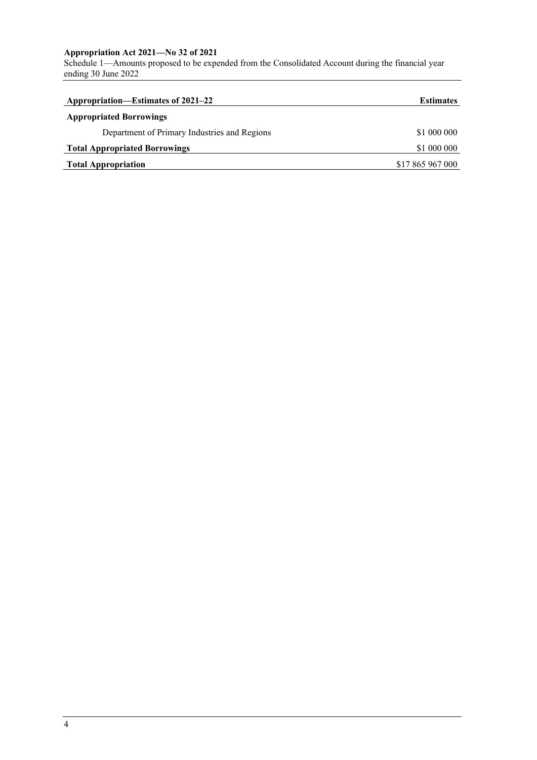**Appropriation Act 2021—No 32 of 2021**

Schedule 1—Amounts proposed to be expended from the Consolidated Account during the financial year ending 30 June 2022

| Appropriation—Estimates of 2021–22 | Estimates |
|---|---|
| **Appropriated Borrowings** | |
| Department of Primary Industries and Regions | $1 000 000 |
| **Total Appropriated Borrowings** | $1 000 000 |
| **Total Appropriation** | $17 865 967 000 |